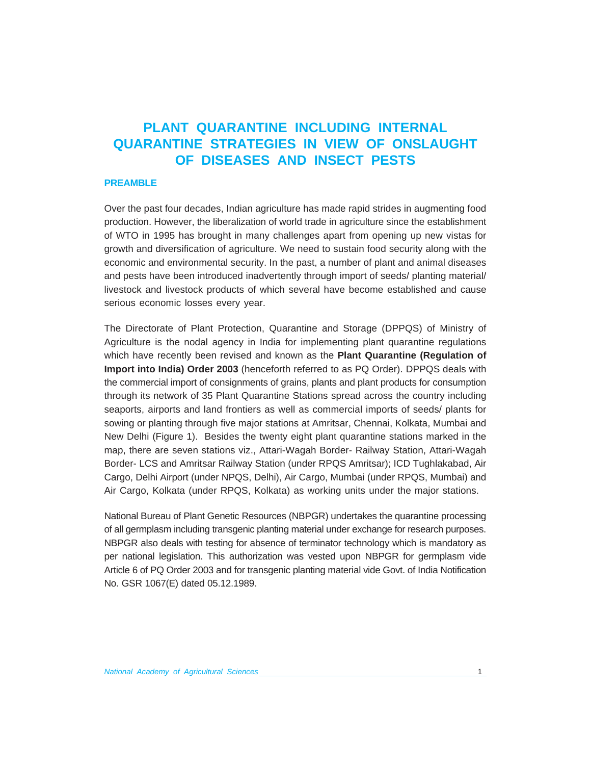# PLANT QUARANTINE INCLUDING INTERNAL QUARANTINE STRATEGIES IN VIEW OF ONSLAUGHT OF DISEASES AND INSECT PESTS

## PREAMBLE

Over the past four decades, Indian agriculture has made rapid strides in augmenting food production. However, the liberalization of world trade in agriculture since the establishment of WTO in 1995 has brought in many challenges apart from opening up new vistas for growth and diversification of agriculture. We need to sustain food security along with the economic and environmental security. In the past, a number of plant and animal diseases and pests have been introduced inadvertently through import of seeds/ planting material/ livestock and livestock products of which several have become established and cause serious economic losses every year.

The Directorate of Plant Protection, Quarantine and Storage (DPPQS) of Ministry of Agriculture is the nodal agency in India for implementing plant quarantine regulations which have recently been revised and known as the **Plant Quarantine (Regulation of Import into India) Order 2003** (henceforth referred to as PQ Order). DPPQS deals with the commercial import of consignments of grains, plants and plant products for consumption through its network of 35 Plant Quarantine Stations spread across the country including seaports, airports and land frontiers as well as commercial imports of seeds/ plants for sowing or planting through five major stations at Amritsar, Chennai, Kolkata, Mumbai and New Delhi (Figure 1). Besides the twenty eight plant quarantine stations marked in the map, there are seven stations viz., Attari-Wagah Border- Railway Station, Attari-Wagah Border- LCS and Amritsar Railway Station (under RPQS Amritsar); ICD Tughlakabad, Air Cargo, Delhi Airport (under NPQS, Delhi), Air Cargo, Mumbai (under RPQS, Mumbai) and Air Cargo, Kolkata (under RPQS, Kolkata) as working units under the major stations.

National Bureau of Plant Genetic Resources (NBPGR) undertakes the quarantine processing of all germplasm including transgenic planting material under exchange for research purposes. NBPGR also deals with testing for absence of terminator technology which is mandatory as per national legislation. This authorization was vested upon NBPGR for germplasm vide Article 6 of PQ Order 2003 and for transgenic planting material vide Govt. of India Notification No. GSR 1067(E) dated 05.12.1989.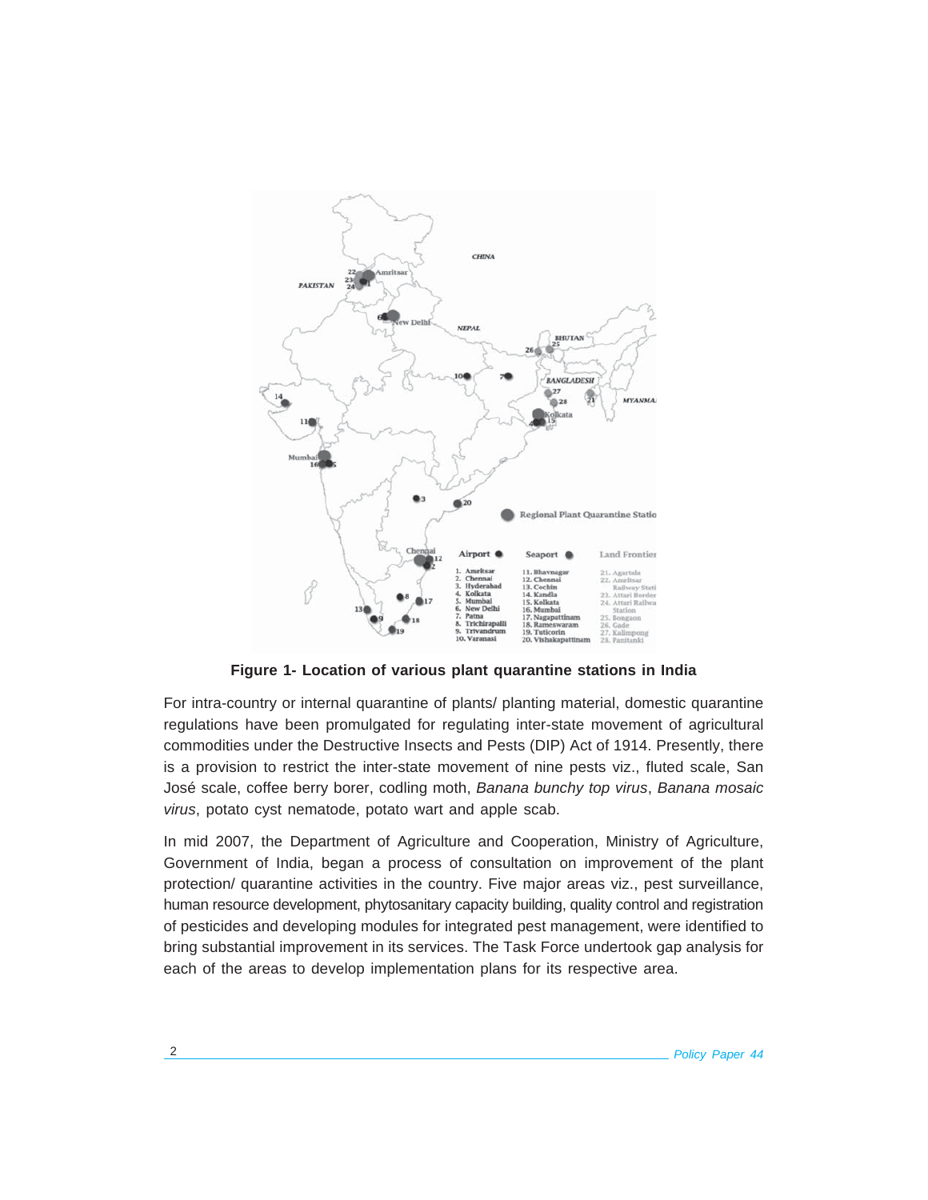Regional Plant Quarantine Statio

Airport

1. Amritsar
2. Chennai
3. Hyderabad
4. Kolkata
5. Mumbai
6. New Delhi
7. Patna
8. Trichirapalli
9. Trivandrum
10. Varanasi

Seaport

11. Bhavnagar
12. Chennai
13. Cochin
14. Kandla
15. Kolkata
16. Mumbai
17. Nagapattinam
18. Rameswaram
19. Tuticorin
20. Vishakapattinam

Land Frontier

21. Agartala
22. Amritsar Railway Stati
23. Attari Border
24. Attari Railwa Station
25. Bongaon
26. Gade
27. Kalimpong
28. Panitanki

**Figure 1- Location of various plant quarantine stations in India**

For intra-country or internal quarantine of plants/ planting material, domestic quarantine regulations have been promulgated for regulating inter-state movement of agricultural commodities under the Destructive Insects and Pests (DIP) Act of 1914. Presently, there is a provision to restrict the inter-state movement of nine pests viz., fluted scale, San José scale, coffee berry borer, codling moth, *Banana bunchy top virus*, *Banana mosaic virus*, potato cyst nematode, potato wart and apple scab.

In mid 2007, the Department of Agriculture and Cooperation, Ministry of Agriculture, Government of India, began a process of consultation on improvement of the plant protection/ quarantine activities in the country. Five major areas viz., pest surveillance, human resource development, phytosanitary capacity building, quality control and registration of pesticides and developing modules for integrated pest management, were identified to bring substantial improvement in its services. The Task Force undertook gap analysis for each of the areas to develop implementation plans for its respective area.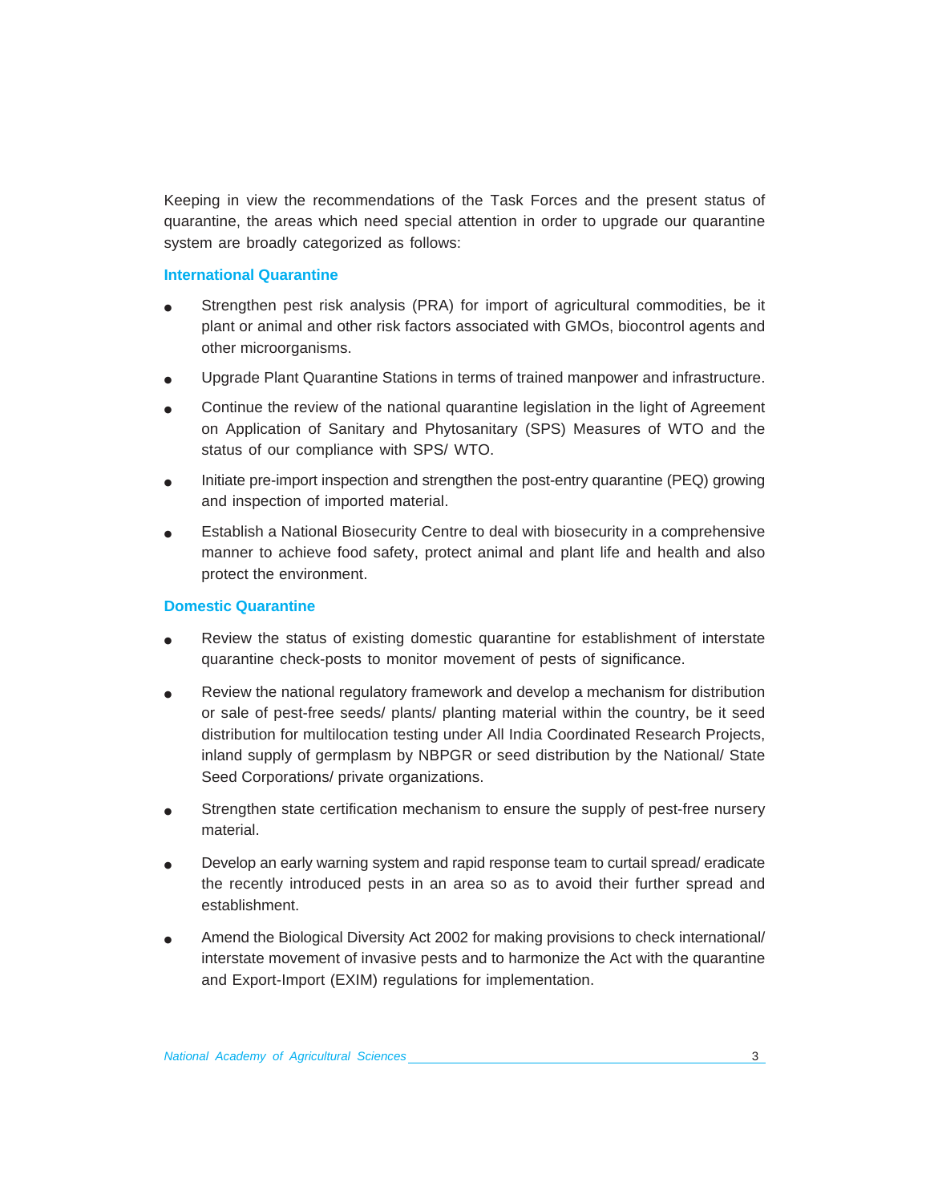Keeping in view the recommendations of the Task Forces and the present status of quarantine, the areas which need special attention in order to upgrade our quarantine system are broadly categorized as follows:

### International Quarantine

- Strengthen pest risk analysis (PRA) for import of agricultural commodities, be it plant or animal and other risk factors associated with GMOs, biocontrol agents and other microorganisms.
- Upgrade Plant Quarantine Stations in terms of trained manpower and infrastructure.
- Continue the review of the national quarantine legislation in the light of Agreement on Application of Sanitary and Phytosanitary (SPS) Measures of WTO and the status of our compliance with SPS/ WTO.
- Initiate pre-import inspection and strengthen the post-entry quarantine (PEQ) growing and inspection of imported material.
- Establish a National Biosecurity Centre to deal with biosecurity in a comprehensive manner to achieve food safety, protect animal and plant life and health and also protect the environment.

### Domestic Quarantine

- Review the status of existing domestic quarantine for establishment of interstate quarantine check-posts to monitor movement of pests of significance.
- Review the national regulatory framework and develop a mechanism for distribution or sale of pest-free seeds/ plants/ planting material within the country, be it seed distribution for multilocation testing under All India Coordinated Research Projects, inland supply of germplasm by NBPGR or seed distribution by the National/ State Seed Corporations/ private organizations.
- Strengthen state certification mechanism to ensure the supply of pest-free nursery material.
- Develop an early warning system and rapid response team to curtail spread/ eradicate the recently introduced pests in an area so as to avoid their further spread and establishment.
- Amend the Biological Diversity Act 2002 for making provisions to check international/ interstate movement of invasive pests and to harmonize the Act with the quarantine and Export-Import (EXIM) regulations for implementation.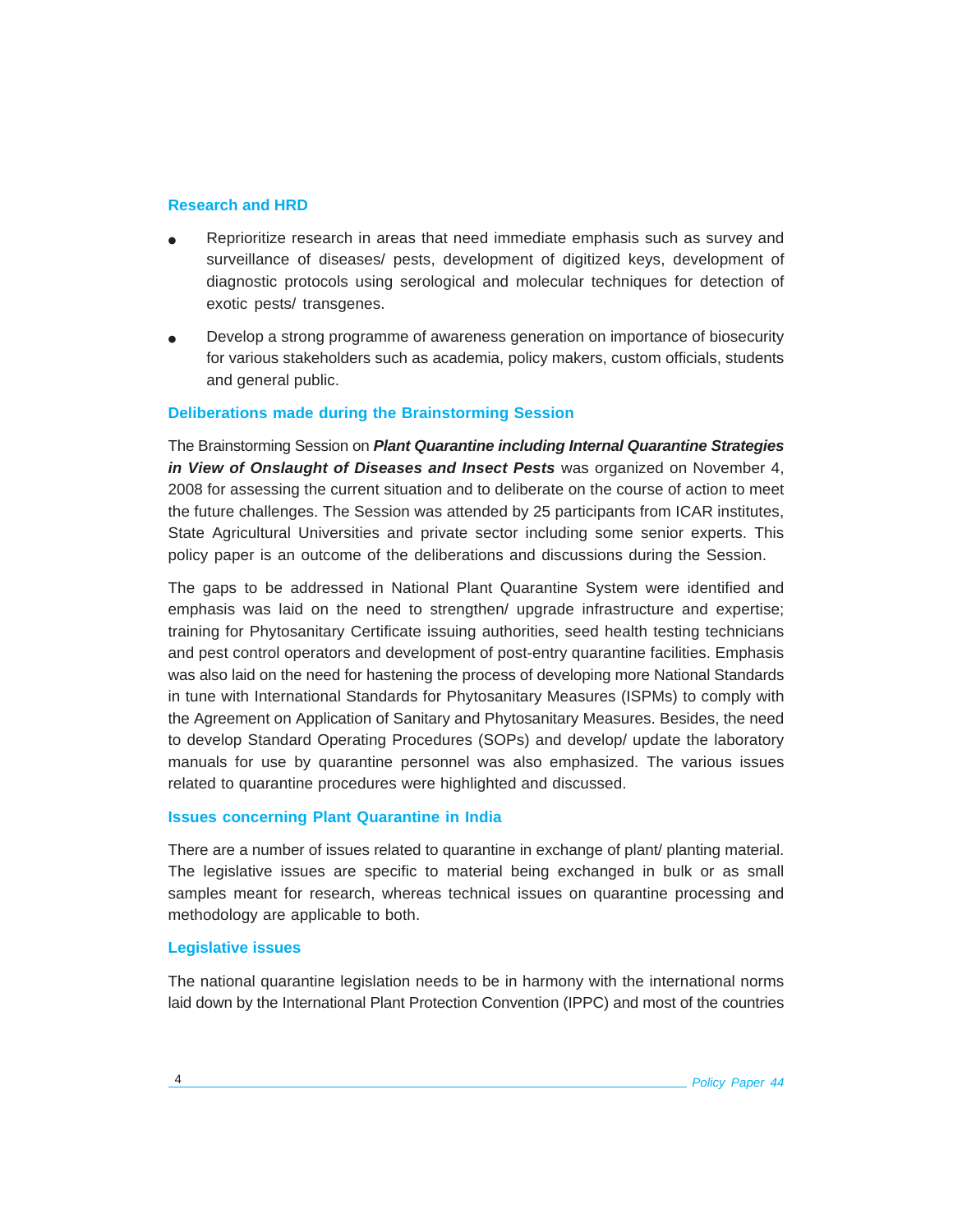### Research and HRD

- Reprioritize research in areas that need immediate emphasis such as survey and surveillance of diseases/ pests, development of digitized keys, development of diagnostic protocols using serological and molecular techniques for detection of exotic pests/ transgenes.
- Develop a strong programme of awareness generation on importance of biosecurity for various stakeholders such as academia, policy makers, custom officials, students and general public.

### Deliberations made during the Brainstorming Session

The Brainstorming Session on ***Plant Quarantine including Internal Quarantine Strategies in View of Onslaught of Diseases and Insect Pests*** was organized on November 4, 2008 for assessing the current situation and to deliberate on the course of action to meet the future challenges. The Session was attended by 25 participants from ICAR institutes, State Agricultural Universities and private sector including some senior experts. This policy paper is an outcome of the deliberations and discussions during the Session.

The gaps to be addressed in National Plant Quarantine System were identified and emphasis was laid on the need to strengthen/ upgrade infrastructure and expertise; training for Phytosanitary Certificate issuing authorities, seed health testing technicians and pest control operators and development of post-entry quarantine facilities. Emphasis was also laid on the need for hastening the process of developing more National Standards in tune with International Standards for Phytosanitary Measures (ISPMs) to comply with the Agreement on Application of Sanitary and Phytosanitary Measures. Besides, the need to develop Standard Operating Procedures (SOPs) and develop/ update the laboratory manuals for use by quarantine personnel was also emphasized. The various issues related to quarantine procedures were highlighted and discussed.

### Issues concerning Plant Quarantine in India

There are a number of issues related to quarantine in exchange of plant/ planting material. The legislative issues are specific to material being exchanged in bulk or as small samples meant for research, whereas technical issues on quarantine processing and methodology are applicable to both.

### Legislative issues

The national quarantine legislation needs to be in harmony with the international norms laid down by the International Plant Protection Convention (IPPC) and most of the countries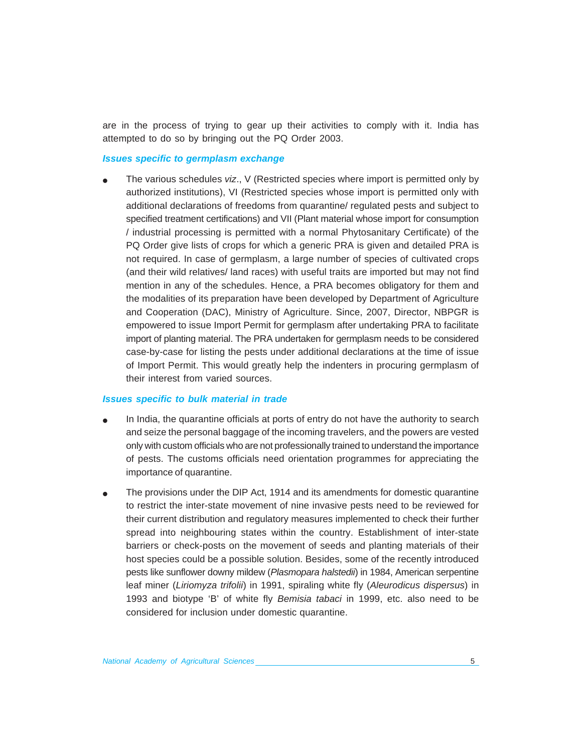are in the process of trying to gear up their activities to comply with it. India has attempted to do so by bringing out the PQ Order 2003.

### *Issues specific to germplasm exchange*

- The various schedules *viz*., V (Restricted species where import is permitted only by authorized institutions), VI (Restricted species whose import is permitted only with additional declarations of freedoms from quarantine/ regulated pests and subject to specified treatment certifications) and VII (Plant material whose import for consumption / industrial processing is permitted with a normal Phytosanitary Certificate) of the PQ Order give lists of crops for which a generic PRA is given and detailed PRA is not required. In case of germplasm, a large number of species of cultivated crops (and their wild relatives/ land races) with useful traits are imported but may not find mention in any of the schedules. Hence, a PRA becomes obligatory for them and the modalities of its preparation have been developed by Department of Agriculture and Cooperation (DAC), Ministry of Agriculture. Since, 2007, Director, NBPGR is empowered to issue Import Permit for germplasm after undertaking PRA to facilitate import of planting material. The PRA undertaken for germplasm needs to be considered case-by-case for listing the pests under additional declarations at the time of issue of Import Permit. This would greatly help the indenters in procuring germplasm of their interest from varied sources.

### *Issues specific to bulk material in trade*

- In India, the quarantine officials at ports of entry do not have the authority to search and seize the personal baggage of the incoming travelers, and the powers are vested only with custom officials who are not professionally trained to understand the importance of pests. The customs officials need orientation programmes for appreciating the importance of quarantine.

- The provisions under the DIP Act, 1914 and its amendments for domestic quarantine to restrict the inter-state movement of nine invasive pests need to be reviewed for their current distribution and regulatory measures implemented to check their further spread into neighbouring states within the country. Establishment of inter-state barriers or check-posts on the movement of seeds and planting materials of their host species could be a possible solution. Besides, some of the recently introduced pests like sunflower downy mildew (*Plasmopara halstedii*) in 1984, American serpentine leaf miner (*Liriomyza trifolii*) in 1991, spiraling white fly (*Aleurodicus dispersus*) in 1993 and biotype 'B' of white fly *Bemisia tabaci* in 1999, etc. also need to be considered for inclusion under domestic quarantine.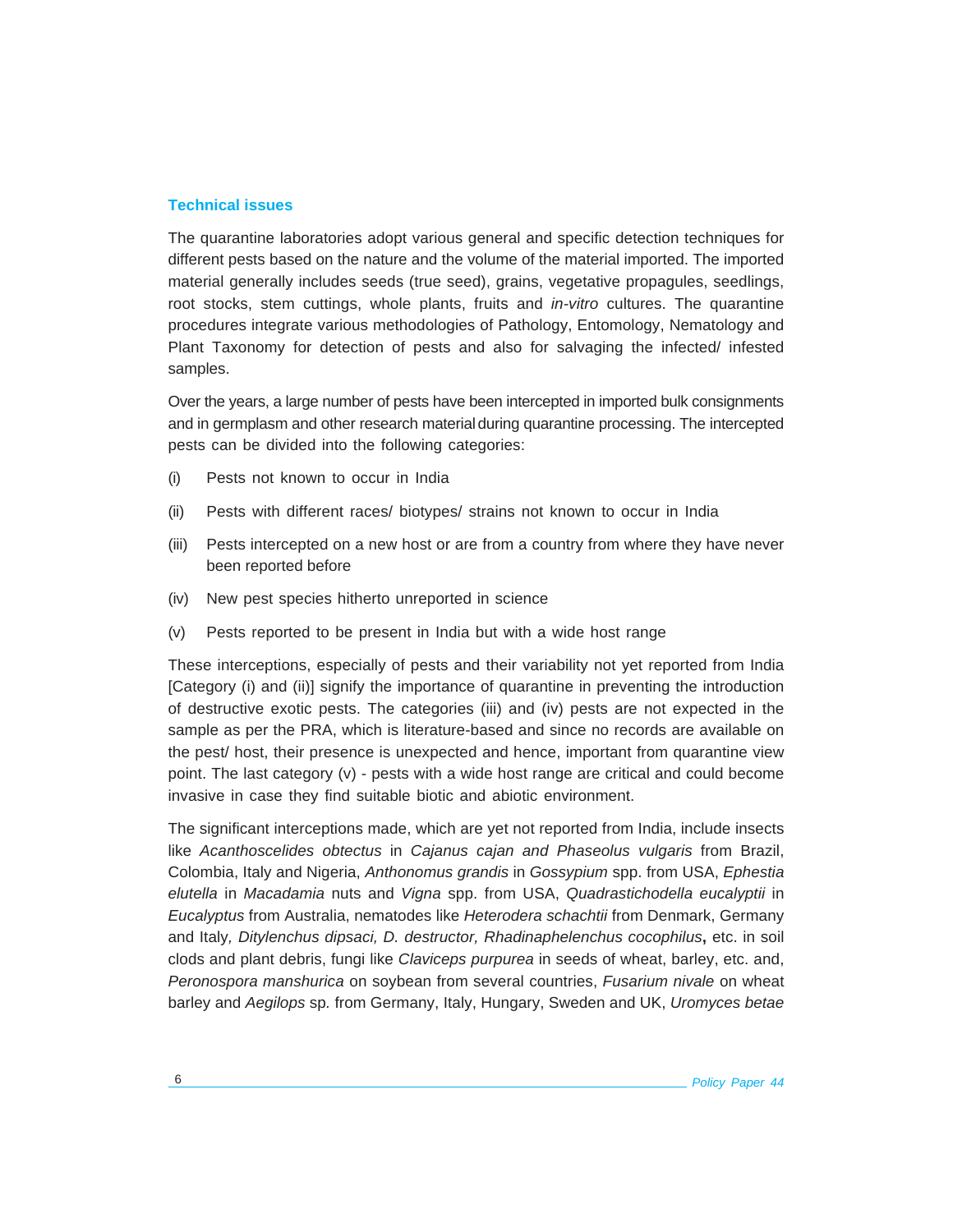## Technical issues

The quarantine laboratories adopt various general and specific detection techniques for different pests based on the nature and the volume of the material imported. The imported material generally includes seeds (true seed), grains, vegetative propagules, seedlings, root stocks, stem cuttings, whole plants, fruits and *in-vitro* cultures. The quarantine procedures integrate various methodologies of Pathology, Entomology, Nematology and Plant Taxonomy for detection of pests and also for salvaging the infected/ infested samples.

Over the years, a large number of pests have been intercepted in imported bulk consignments and in germplasm and other research material during quarantine processing. The intercepted pests can be divided into the following categories:

(i) Pests not known to occur in India

(ii) Pests with different races/ biotypes/ strains not known to occur in India

(iii) Pests intercepted on a new host or are from a country from where they have never been reported before

(iv) New pest species hitherto unreported in science

(v) Pests reported to be present in India but with a wide host range

These interceptions, especially of pests and their variability not yet reported from India [Category (i) and (ii)] signify the importance of quarantine in preventing the introduction of destructive exotic pests. The categories (iii) and (iv) pests are not expected in the sample as per the PRA, which is literature-based and since no records are available on the pest/ host, their presence is unexpected and hence, important from quarantine view point. The last category (v) - pests with a wide host range are critical and could become invasive in case they find suitable biotic and abiotic environment.

The significant interceptions made, which are yet not reported from India, include insects like *Acanthoscelides obtectus* in *Cajanus cajan and Phaseolus vulgaris* from Brazil, Colombia, Italy and Nigeria, *Anthonomus grandis* in *Gossypium* spp. from USA, *Ephestia elutella* in *Macadamia* nuts and *Vigna* spp. from USA, *Quadrastichodella eucalyptii* in *Eucalyptus* from Australia, nematodes like *Heterodera schachtii* from Denmark, Germany and Italy, *Ditylenchus dipsaci, D. destructor, Rhadinaphelenchus cocophilus*, etc. in soil clods and plant debris, fungi like *Claviceps purpurea* in seeds of wheat, barley, etc. and, *Peronospora manshurica* on soybean from several countries, *Fusarium nivale* on wheat barley and *Aegilops* sp. from Germany, Italy, Hungary, Sweden and UK, *Uromyces betae*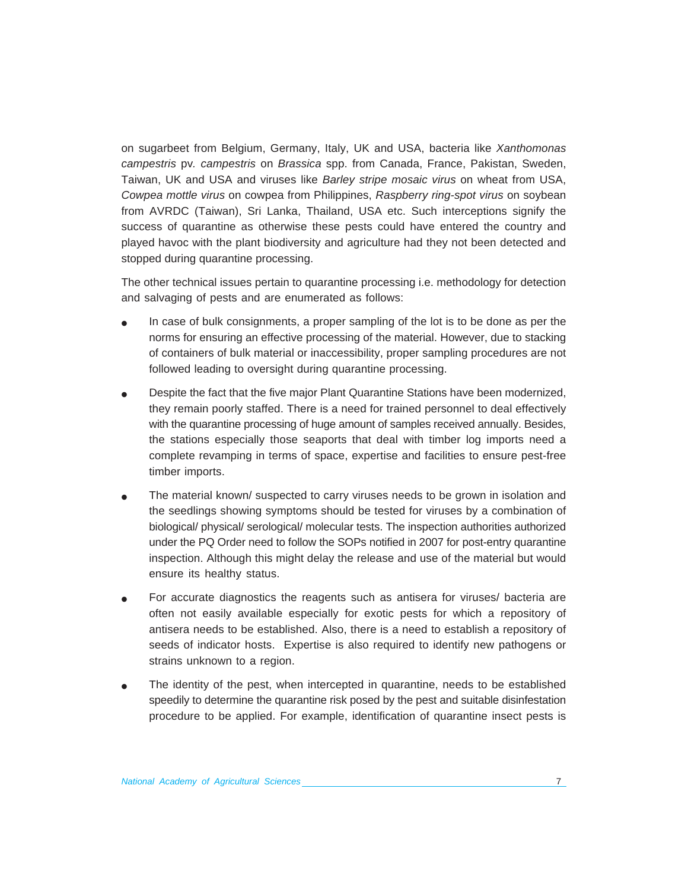on sugarbeet from Belgium, Germany, Italy, UK and USA, bacteria like *Xanthomonas campestris* pv. *campestris* on *Brassica* spp. from Canada, France, Pakistan, Sweden, Taiwan, UK and USA and viruses like *Barley stripe mosaic virus* on wheat from USA, *Cowpea mottle virus* on cowpea from Philippines, *Raspberry ring-spot virus* on soybean from AVRDC (Taiwan), Sri Lanka, Thailand, USA etc. Such interceptions signify the success of quarantine as otherwise these pests could have entered the country and played havoc with the plant biodiversity and agriculture had they not been detected and stopped during quarantine processing.

The other technical issues pertain to quarantine processing i.e. methodology for detection and salvaging of pests and are enumerated as follows:

- In case of bulk consignments, a proper sampling of the lot is to be done as per the norms for ensuring an effective processing of the material. However, due to stacking of containers of bulk material or inaccessibility, proper sampling procedures are not followed leading to oversight during quarantine processing.
- Despite the fact that the five major Plant Quarantine Stations have been modernized, they remain poorly staffed. There is a need for trained personnel to deal effectively with the quarantine processing of huge amount of samples received annually. Besides, the stations especially those seaports that deal with timber log imports need a complete revamping in terms of space, expertise and facilities to ensure pest-free timber imports.
- The material known/ suspected to carry viruses needs to be grown in isolation and the seedlings showing symptoms should be tested for viruses by a combination of biological/ physical/ serological/ molecular tests. The inspection authorities authorized under the PQ Order need to follow the SOPs notified in 2007 for post-entry quarantine inspection. Although this might delay the release and use of the material but would ensure its healthy status.
- For accurate diagnostics the reagents such as antisera for viruses/ bacteria are often not easily available especially for exotic pests for which a repository of antisera needs to be established. Also, there is a need to establish a repository of seeds of indicator hosts. Expertise is also required to identify new pathogens or strains unknown to a region.
- The identity of the pest, when intercepted in quarantine, needs to be established speedily to determine the quarantine risk posed by the pest and suitable disinfestation procedure to be applied. For example, identification of quarantine insect pests is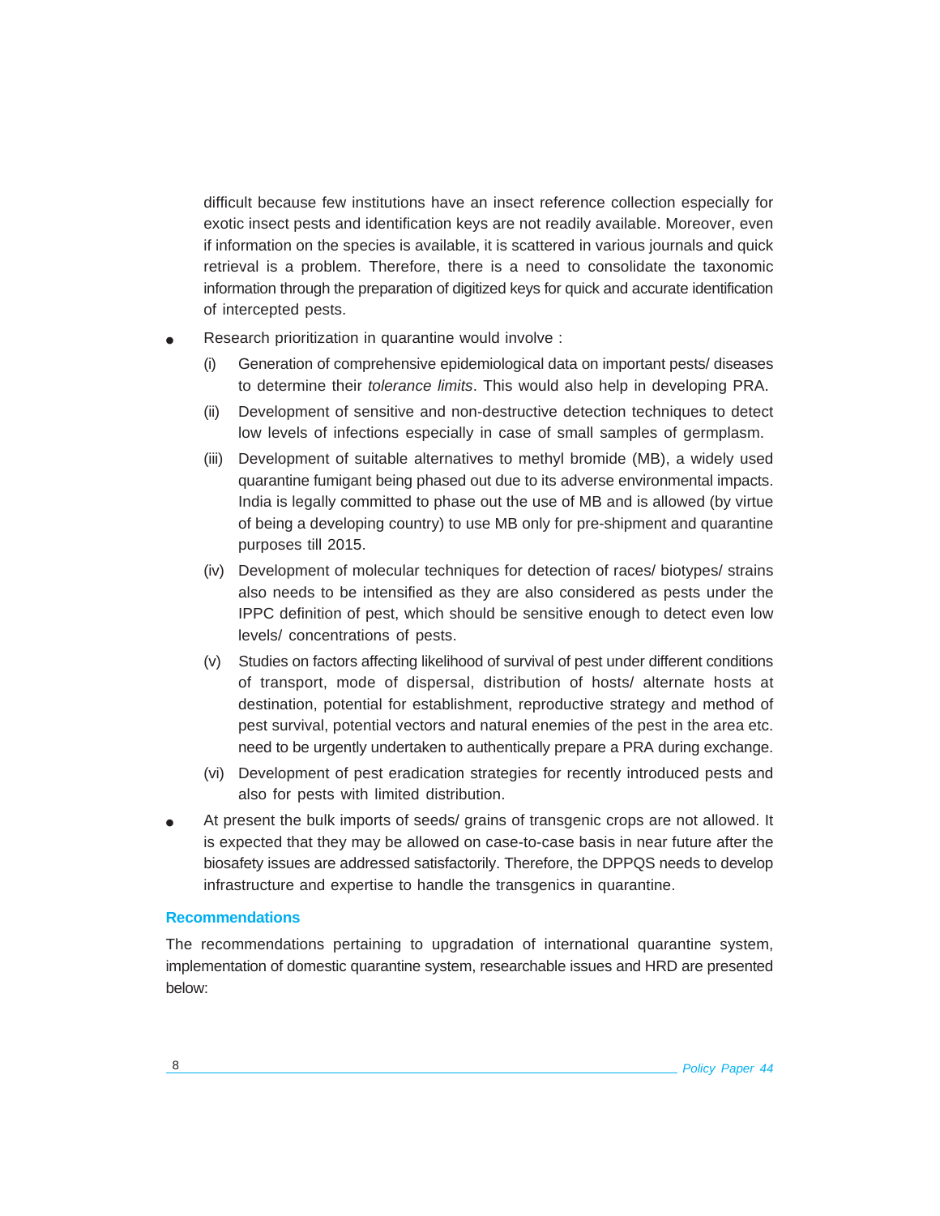difficult because few institutions have an insect reference collection especially for exotic insect pests and identification keys are not readily available. Moreover, even if information on the species is available, it is scattered in various journals and quick retrieval is a problem. Therefore, there is a need to consolidate the taxonomic information through the preparation of digitized keys for quick and accurate identification of intercepted pests.

- Research prioritization in quarantine would involve :
  - (i) Generation of comprehensive epidemiological data on important pests/ diseases to determine their *tolerance limits*. This would also help in developing PRA.
  - (ii) Development of sensitive and non-destructive detection techniques to detect low levels of infections especially in case of small samples of germplasm.
  - (iii) Development of suitable alternatives to methyl bromide (MB), a widely used quarantine fumigant being phased out due to its adverse environmental impacts. India is legally committed to phase out the use of MB and is allowed (by virtue of being a developing country) to use MB only for pre-shipment and quarantine purposes till 2015.
  - (iv) Development of molecular techniques for detection of races/ biotypes/ strains also needs to be intensified as they are also considered as pests under the IPPC definition of pest, which should be sensitive enough to detect even low levels/ concentrations of pests.
  - (v) Studies on factors affecting likelihood of survival of pest under different conditions of transport, mode of dispersal, distribution of hosts/ alternate hosts at destination, potential for establishment, reproductive strategy and method of pest survival, potential vectors and natural enemies of the pest in the area etc. need to be urgently undertaken to authentically prepare a PRA during exchange.
  - (vi) Development of pest eradication strategies for recently introduced pests and also for pests with limited distribution.
- At present the bulk imports of seeds/ grains of transgenic crops are not allowed. It is expected that they may be allowed on case-to-case basis in near future after the biosafety issues are addressed satisfactorily. Therefore, the DPPQS needs to develop infrastructure and expertise to handle the transgenics in quarantine.

## Recommendations

The recommendations pertaining to upgradation of international quarantine system, implementation of domestic quarantine system, researchable issues and HRD are presented below: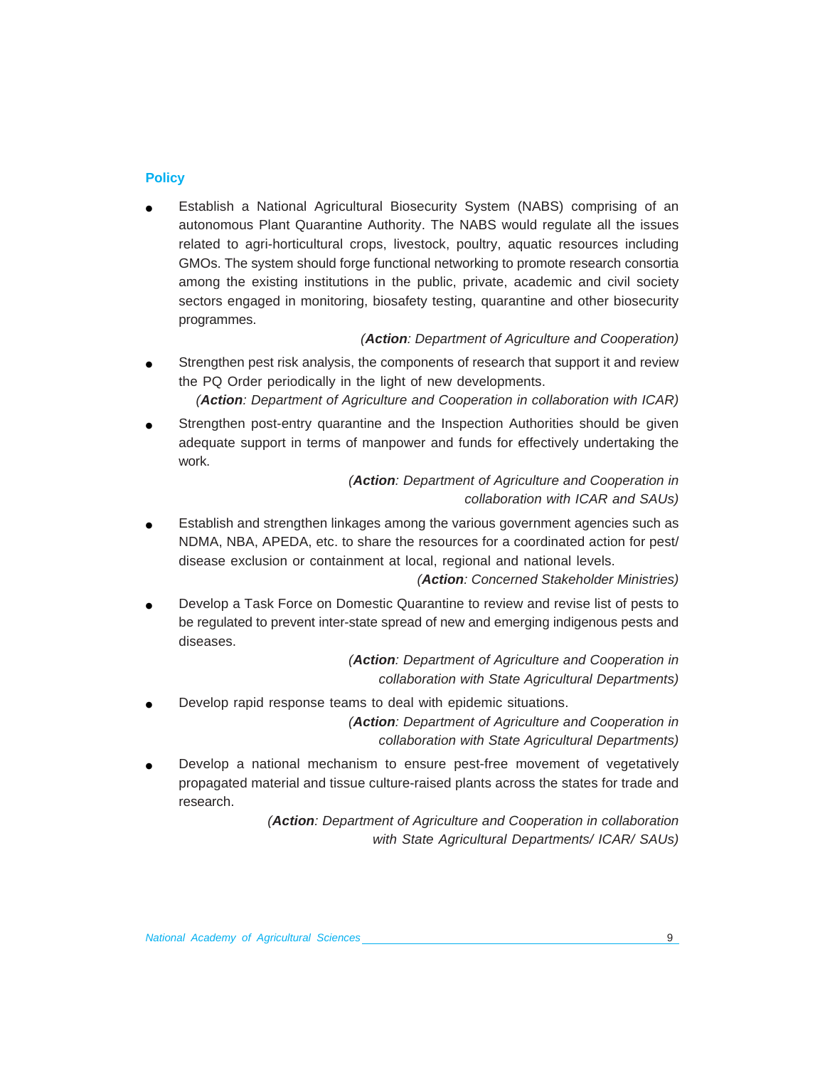## Policy

- Establish a National Agricultural Biosecurity System (NABS) comprising of an autonomous Plant Quarantine Authority. The NABS would regulate all the issues related to agri-horticultural crops, livestock, poultry, aquatic resources including GMOs. The system should forge functional networking to promote research consortia among the existing institutions in the public, private, academic and civil society sectors engaged in monitoring, biosafety testing, quarantine and other biosecurity programmes.

  *(**Action**: Department of Agriculture and Cooperation)*

- Strengthen pest risk analysis, the components of research that support it and review the PQ Order periodically in the light of new developments.

  *(**Action**: Department of Agriculture and Cooperation in collaboration with ICAR)*

- Strengthen post-entry quarantine and the Inspection Authorities should be given adequate support in terms of manpower and funds for effectively undertaking the work.

  *(**Action**: Department of Agriculture and Cooperation in collaboration with ICAR and SAUs)*

- Establish and strengthen linkages among the various government agencies such as NDMA, NBA, APEDA, etc. to share the resources for a coordinated action for pest/ disease exclusion or containment at local, regional and national levels.

  *(**Action**: Concerned Stakeholder Ministries)*

- Develop a Task Force on Domestic Quarantine to review and revise list of pests to be regulated to prevent inter-state spread of new and emerging indigenous pests and diseases.

  *(**Action**: Department of Agriculture and Cooperation in collaboration with State Agricultural Departments)*

- Develop rapid response teams to deal with epidemic situations.

  *(**Action**: Department of Agriculture and Cooperation in collaboration with State Agricultural Departments)*

- Develop a national mechanism to ensure pest-free movement of vegetatively propagated material and tissue culture-raised plants across the states for trade and research.

  *(**Action**: Department of Agriculture and Cooperation in collaboration with State Agricultural Departments/ ICAR/ SAUs)*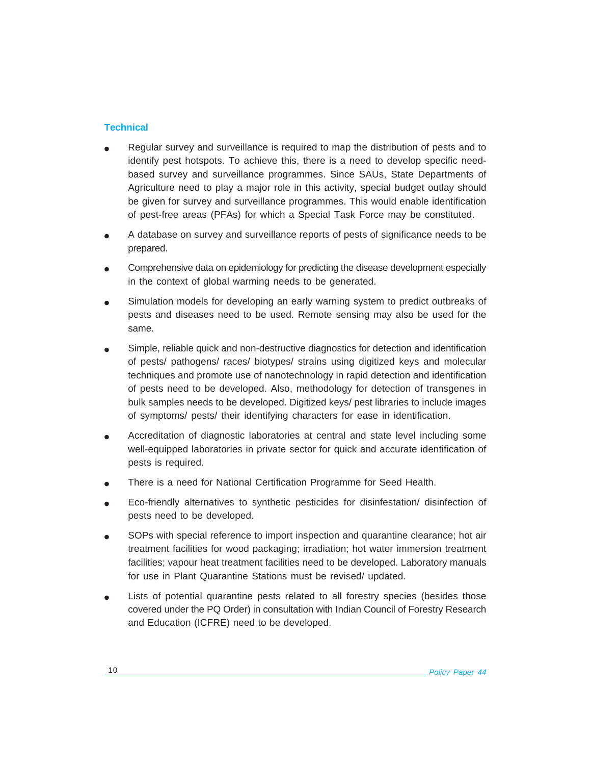### Technical

- Regular survey and surveillance is required to map the distribution of pests and to identify pest hotspots. To achieve this, there is a need to develop specific need-based survey and surveillance programmes. Since SAUs, State Departments of Agriculture need to play a major role in this activity, special budget outlay should be given for survey and surveillance programmes. This would enable identification of pest-free areas (PFAs) for which a Special Task Force may be constituted.
- A database on survey and surveillance reports of pests of significance needs to be prepared.
- Comprehensive data on epidemiology for predicting the disease development especially in the context of global warming needs to be generated.
- Simulation models for developing an early warning system to predict outbreaks of pests and diseases need to be used. Remote sensing may also be used for the same.
- Simple, reliable quick and non-destructive diagnostics for detection and identification of pests/ pathogens/ races/ biotypes/ strains using digitized keys and molecular techniques and promote use of nanotechnology in rapid detection and identification of pests need to be developed. Also, methodology for detection of transgenes in bulk samples needs to be developed. Digitized keys/ pest libraries to include images of symptoms/ pests/ their identifying characters for ease in identification.
- Accreditation of diagnostic laboratories at central and state level including some well-equipped laboratories in private sector for quick and accurate identification of pests is required.
- There is a need for National Certification Programme for Seed Health.
- Eco-friendly alternatives to synthetic pesticides for disinfestation/ disinfection of pests need to be developed.
- SOPs with special reference to import inspection and quarantine clearance; hot air treatment facilities for wood packaging; irradiation; hot water immersion treatment facilities; vapour heat treatment facilities need to be developed. Laboratory manuals for use in Plant Quarantine Stations must be revised/ updated.
- Lists of potential quarantine pests related to all forestry species (besides those covered under the PQ Order) in consultation with Indian Council of Forestry Research and Education (ICFRE) need to be developed.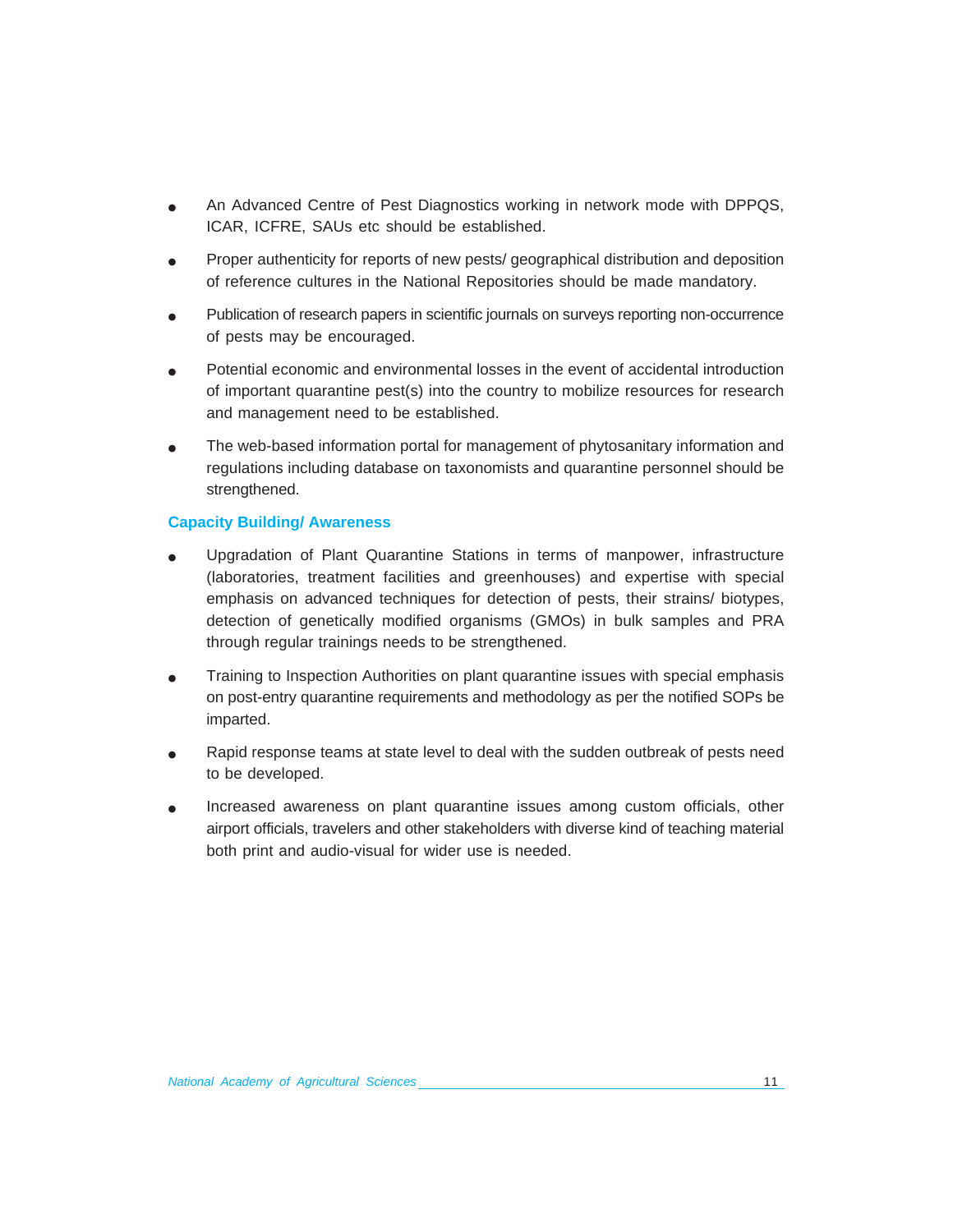- An Advanced Centre of Pest Diagnostics working in network mode with DPPQS, ICAR, ICFRE, SAUs etc should be established.
- Proper authenticity for reports of new pests/ geographical distribution and deposition of reference cultures in the National Repositories should be made mandatory.
- Publication of research papers in scientific journals on surveys reporting non-occurrence of pests may be encouraged.
- Potential economic and environmental losses in the event of accidental introduction of important quarantine pest(s) into the country to mobilize resources for research and management need to be established.
- The web-based information portal for management of phytosanitary information and regulations including database on taxonomists and quarantine personnel should be strengthened.

### Capacity Building/ Awareness

- Upgradation of Plant Quarantine Stations in terms of manpower, infrastructure (laboratories, treatment facilities and greenhouses) and expertise with special emphasis on advanced techniques for detection of pests, their strains/ biotypes, detection of genetically modified organisms (GMOs) in bulk samples and PRA through regular trainings needs to be strengthened.
- Training to Inspection Authorities on plant quarantine issues with special emphasis on post-entry quarantine requirements and methodology as per the notified SOPs be imparted.
- Rapid response teams at state level to deal with the sudden outbreak of pests need to be developed.
- Increased awareness on plant quarantine issues among custom officials, other airport officials, travelers and other stakeholders with diverse kind of teaching material both print and audio-visual for wider use is needed.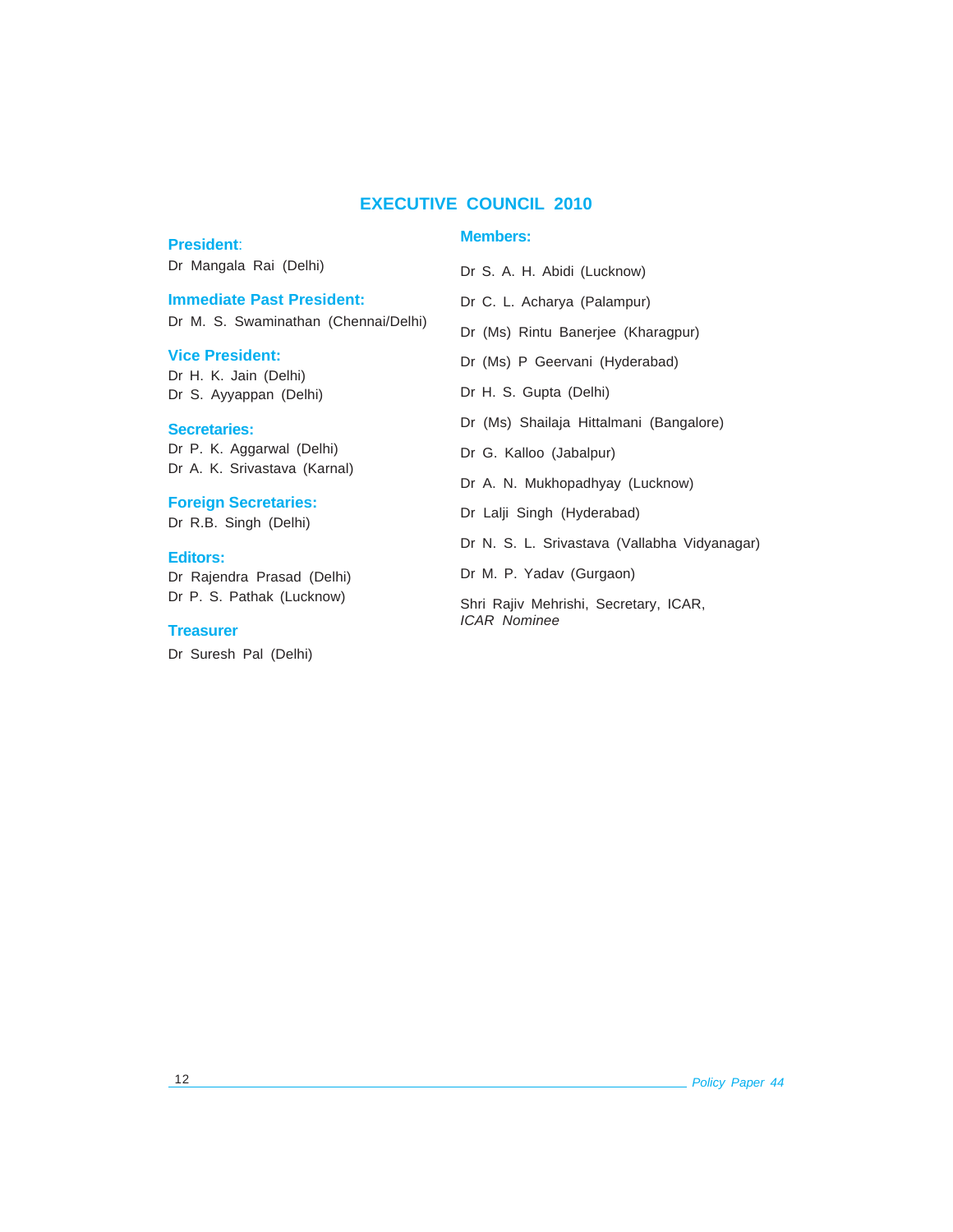# EXECUTIVE COUNCIL 2010

**President:**
Dr Mangala Rai (Delhi)

**Immediate Past President:**
Dr M. S. Swaminathan (Chennai/Delhi)

**Vice President:**
Dr H. K. Jain (Delhi)
Dr S. Ayyappan (Delhi)

**Secretaries:**
Dr P. K. Aggarwal (Delhi)
Dr A. K. Srivastava (Karnal)

**Foreign Secretaries:**
Dr R.B. Singh (Delhi)

**Editors:**
Dr Rajendra Prasad (Delhi)
Dr P. S. Pathak (Lucknow)

**Treasurer**
Dr Suresh Pal (Delhi)

**Members:**

Dr S. A. H. Abidi (Lucknow)

Dr C. L. Acharya (Palampur)

Dr (Ms) Rintu Banerjee (Kharagpur)

Dr (Ms) P Geervani (Hyderabad)

Dr H. S. Gupta (Delhi)

Dr (Ms) Shailaja Hittalmani (Bangalore)

Dr G. Kalloo (Jabalpur)

Dr A. N. Mukhopadhyay (Lucknow)

Dr Lalji Singh (Hyderabad)

Dr N. S. L. Srivastava (Vallabha Vidyanagar)

Dr M. P. Yadav (Gurgaon)

Shri Rajiv Mehrishi, Secretary, ICAR,
*ICAR Nominee*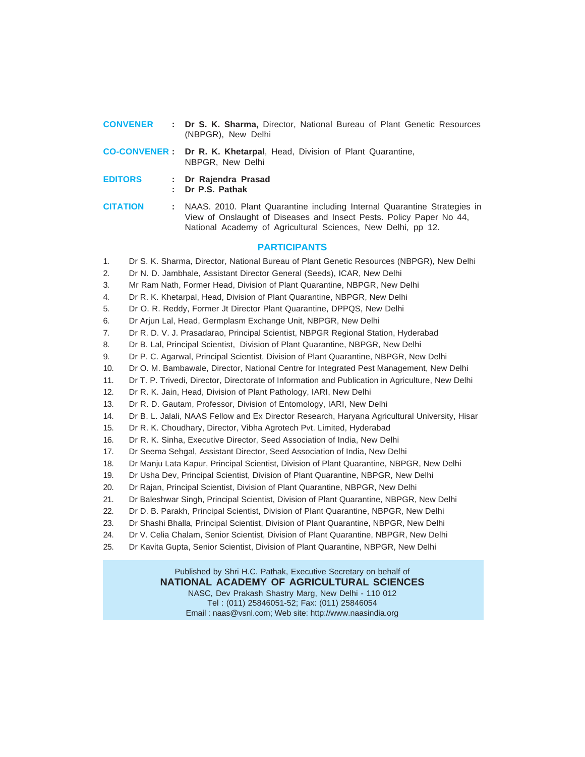**CONVENER** : **Dr S. K. Sharma,** Director, National Bureau of Plant Genetic Resources (NBPGR), New Delhi

**CO-CONVENER** : **Dr R. K. Khetarpal**, Head, Division of Plant Quarantine, NBPGR, New Delhi

**EDITORS** : **Dr Rajendra Prasad**
: **Dr P.S. Pathak**

**CITATION** : NAAS. 2010. Plant Quarantine including Internal Quarantine Strategies in View of Onslaught of Diseases and Insect Pests. Policy Paper No 44, National Academy of Agricultural Sciences, New Delhi, pp 12.

## PARTICIPANTS

1. Dr S. K. Sharma, Director, National Bureau of Plant Genetic Resources (NBPGR), New Delhi
2. Dr N. D. Jambhale, Assistant Director General (Seeds), ICAR, New Delhi
3. Mr Ram Nath, Former Head, Division of Plant Quarantine, NBPGR, New Delhi
4. Dr R. K. Khetarpal, Head, Division of Plant Quarantine, NBPGR, New Delhi
5. Dr O. R. Reddy, Former Jt Director Plant Quarantine, DPPQS, New Delhi
6. Dr Arjun Lal, Head, Germplasm Exchange Unit, NBPGR, New Delhi
7. Dr R. D. V. J. Prasadarao, Principal Scientist, NBPGR Regional Station, Hyderabad
8. Dr B. Lal, Principal Scientist, Division of Plant Quarantine, NBPGR, New Delhi
9. Dr P. C. Agarwal, Principal Scientist, Division of Plant Quarantine, NBPGR, New Delhi
10. Dr O. M. Bambawale, Director, National Centre for Integrated Pest Management, New Delhi
11. Dr T. P. Trivedi, Director, Directorate of Information and Publication in Agriculture, New Delhi
12. Dr R. K. Jain, Head, Division of Plant Pathology, IARI, New Delhi
13. Dr R. D. Gautam, Professor, Division of Entomology, IARI, New Delhi
14. Dr B. L. Jalali, NAAS Fellow and Ex Director Research, Haryana Agricultural University, Hisar
15. Dr R. K. Choudhary, Director, Vibha Agrotech Pvt. Limited, Hyderabad
16. Dr R. K. Sinha, Executive Director, Seed Association of India, New Delhi
17. Dr Seema Sehgal, Assistant Director, Seed Association of India, New Delhi
18. Dr Manju Lata Kapur, Principal Scientist, Division of Plant Quarantine, NBPGR, New Delhi
19. Dr Usha Dev, Principal Scientist, Division of Plant Quarantine, NBPGR, New Delhi
20. Dr Rajan, Principal Scientist, Division of Plant Quarantine, NBPGR, New Delhi
21. Dr Baleshwar Singh, Principal Scientist, Division of Plant Quarantine, NBPGR, New Delhi
22. Dr D. B. Parakh, Principal Scientist, Division of Plant Quarantine, NBPGR, New Delhi
23. Dr Shashi Bhalla, Principal Scientist, Division of Plant Quarantine, NBPGR, New Delhi
24. Dr V. Celia Chalam, Senior Scientist, Division of Plant Quarantine, NBPGR, New Delhi
25. Dr Kavita Gupta, Senior Scientist, Division of Plant Quarantine, NBPGR, New Delhi

Published by Shri H.C. Pathak, Executive Secretary on behalf of
**NATIONAL ACADEMY OF AGRICULTURAL SCIENCES**
NASC, Dev Prakash Shastry Marg, New Delhi - 110 012
Tel : (011) 25846051-52; Fax: (011) 25846054
Email : naas@vsnl.com; Web site: http://www.naasindia.org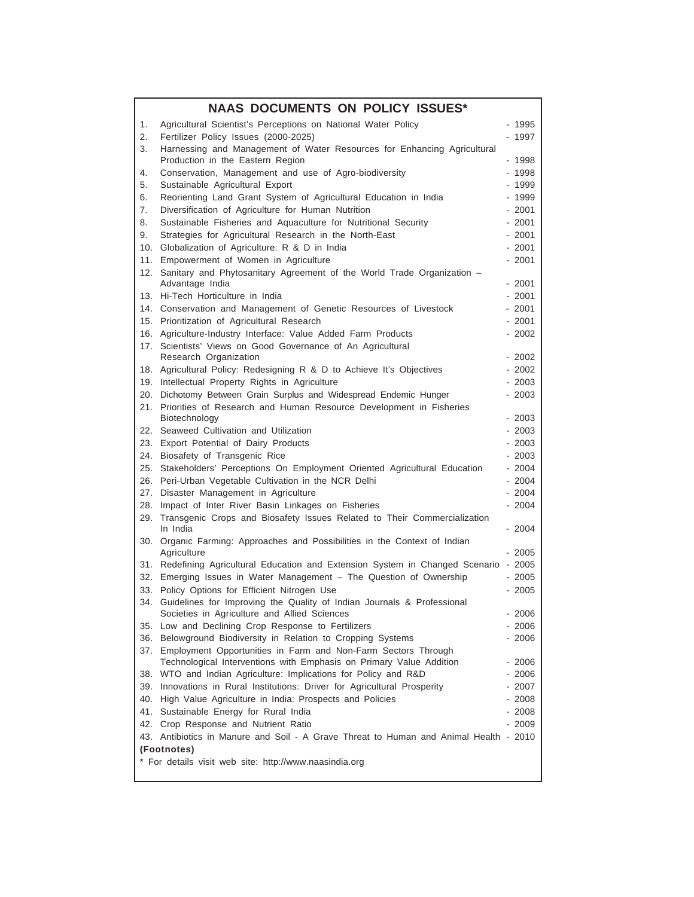## NAAS DOCUMENTS ON POLICY ISSUES*

1. Agricultural Scientist's Perceptions on National Water Policy - 1995
2. Fertilizer Policy Issues (2000-2025) - 1997
3. Harnessing and Management of Water Resources for Enhancing Agricultural Production in the Eastern Region - 1998
4. Conservation, Management and use of Agro-biodiversity - 1998
5. Sustainable Agricultural Export - 1999
6. Reorienting Land Grant System of Agricultural Education in India - 1999
7. Diversification of Agriculture for Human Nutrition - 2001
8. Sustainable Fisheries and Aquaculture for Nutritional Security - 2001
9. Strategies for Agricultural Research in the North-East - 2001
10. Globalization of Agriculture: R & D in India - 2001
11. Empowerment of Women in Agriculture - 2001
12. Sanitary and Phytosanitary Agreement of the World Trade Organization – Advantage India - 2001
13. Hi-Tech Horticulture in India - 2001
14. Conservation and Management of Genetic Resources of Livestock - 2001
15. Prioritization of Agricultural Research - 2001
16. Agriculture-Industry Interface: Value Added Farm Products - 2002
17. Scientists' Views on Good Governance of An Agricultural Research Organization - 2002
18. Agricultural Policy: Redesigning R & D to Achieve It's Objectives - 2002
19. Intellectual Property Rights in Agriculture - 2003
20. Dichotomy Between Grain Surplus and Widespread Endemic Hunger - 2003
21. Priorities of Research and Human Resource Development in Fisheries Biotechnology - 2003
22. Seaweed Cultivation and Utilization - 2003
23. Export Potential of Dairy Products - 2003
24. Biosafety of Transgenic Rice - 2003
25. Stakeholders' Perceptions On Employment Oriented Agricultural Education - 2004
26. Peri-Urban Vegetable Cultivation in the NCR Delhi - 2004
27. Disaster Management in Agriculture - 2004
28. Impact of Inter River Basin Linkages on Fisheries - 2004
29. Transgenic Crops and Biosafety Issues Related to Their Commercialization In India - 2004
30. Organic Farming: Approaches and Possibilities in the Context of Indian Agriculture - 2005
31. Redefining Agricultural Education and Extension System in Changed Scenario - 2005
32. Emerging Issues in Water Management – The Question of Ownership - 2005
33. Policy Options for Efficient Nitrogen Use - 2005
34. Guidelines for Improving the Quality of Indian Journals & Professional Societies in Agriculture and Allied Sciences - 2006
35. Low and Declining Crop Response to Fertilizers - 2006
36. Belowground Biodiversity in Relation to Cropping Systems - 2006
37. Employment Opportunities in Farm and Non-Farm Sectors Through Technological Interventions with Emphasis on Primary Value Addition - 2006
38. WTO and Indian Agriculture: Implications for Policy and R&D - 2006
39. Innovations in Rural Institutions: Driver for Agricultural Prosperity - 2007
40. High Value Agriculture in India: Prospects and Policies - 2008
41. Sustainable Energy for Rural India - 2008
42. Crop Response and Nutrient Ratio - 2009
43. Antibiotics in Manure and Soil - A Grave Threat to Human and Animal Health - 2010

**(Footnotes)**

* For details visit web site: http://www.naasindia.org